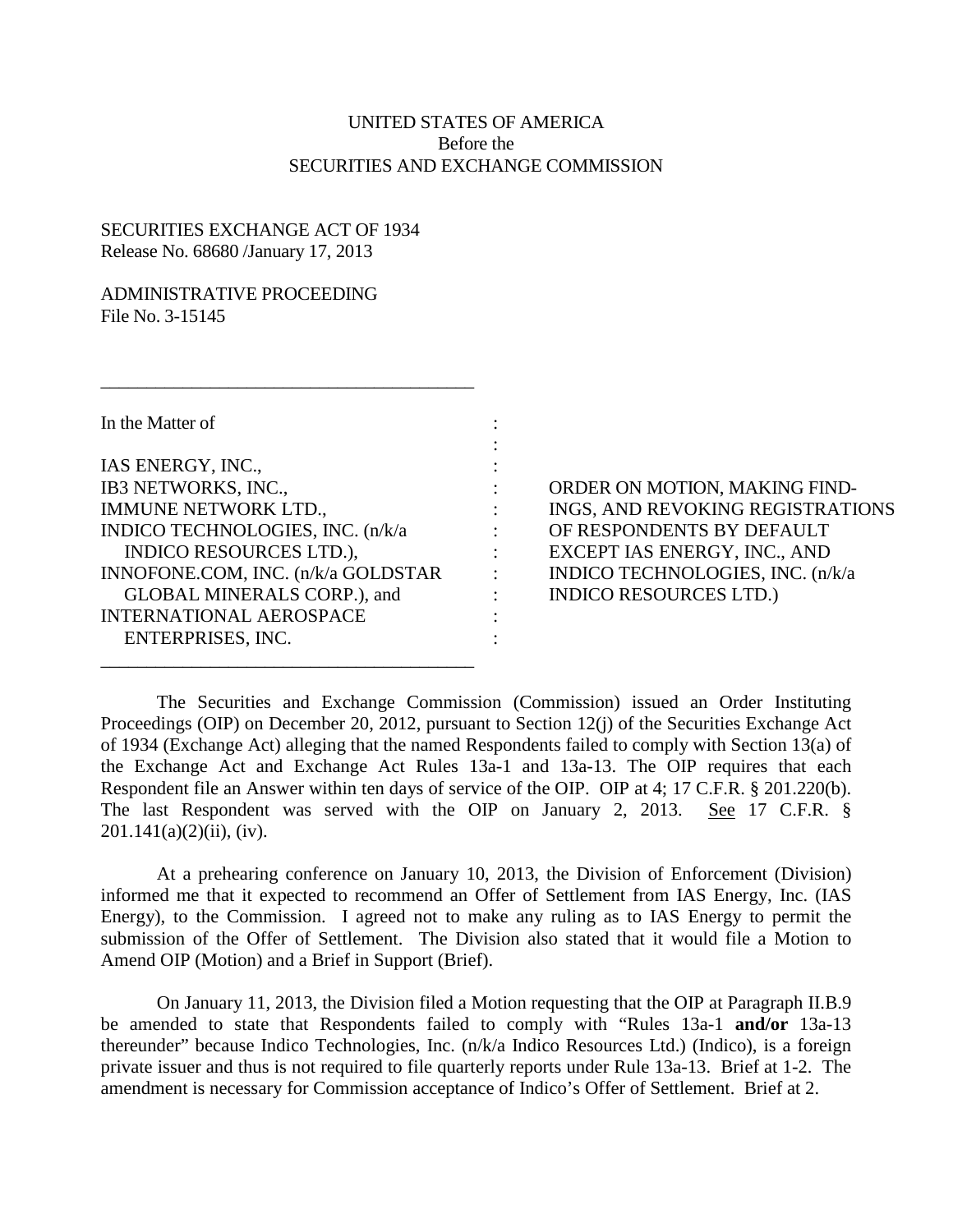UNITED STATES OF AMERICA
Before the
SECURITIES AND EXCHANGE COMMISSION

SECURITIES EXCHANGE ACT OF 1934
Release No. 68680 /January 17, 2013

ADMINISTRATIVE PROCEEDING
File No. 3-15145

| In the Matter of | | |
|---|---|---|
| IAS ENERGY, INC., IB3 NETWORKS, INC., IMMUNE NETWORK LTD., INDICO TECHNOLOGIES, INC. (n/k/a INDICO RESOURCES LTD.), INNOFONE.COM, INC. (n/k/a GOLDSTAR GLOBAL MINERALS CORP.), and INTERNATIONAL AEROSPACE ENTERPRISES, INC. | : | ORDER ON MOTION, MAKING FINDINGS, AND REVOKING REGISTRATIONS OF RESPONDENTS BY DEFAULT EXCEPT IAS ENERGY, INC., AND INDICO TECHNOLOGIES, INC. (n/k/a INDICO RESOURCES LTD.) |

The Securities and Exchange Commission (Commission) issued an Order Instituting Proceedings (OIP) on December 20, 2012, pursuant to Section 12(j) of the Securities Exchange Act of 1934 (Exchange Act) alleging that the named Respondents failed to comply with Section 13(a) of the Exchange Act and Exchange Act Rules 13a-1 and 13a-13. The OIP requires that each Respondent file an Answer within ten days of service of the OIP. OIP at 4; 17 C.F.R. § 201.220(b). The last Respondent was served with the OIP on January 2, 2013. See 17 C.F.R. § 201.141(a)(2)(ii), (iv).

At a prehearing conference on January 10, 2013, the Division of Enforcement (Division) informed me that it expected to recommend an Offer of Settlement from IAS Energy, Inc. (IAS Energy), to the Commission. I agreed not to make any ruling as to IAS Energy to permit the submission of the Offer of Settlement. The Division also stated that it would file a Motion to Amend OIP (Motion) and a Brief in Support (Brief).

On January 11, 2013, the Division filed a Motion requesting that the OIP at Paragraph II.B.9 be amended to state that Respondents failed to comply with "Rules 13a-1 **and/or** 13a-13 thereunder" because Indico Technologies, Inc. (n/k/a Indico Resources Ltd.) (Indico), is a foreign private issuer and thus is not required to file quarterly reports under Rule 13a-13. Brief at 1-2. The amendment is necessary for Commission acceptance of Indico's Offer of Settlement. Brief at 2.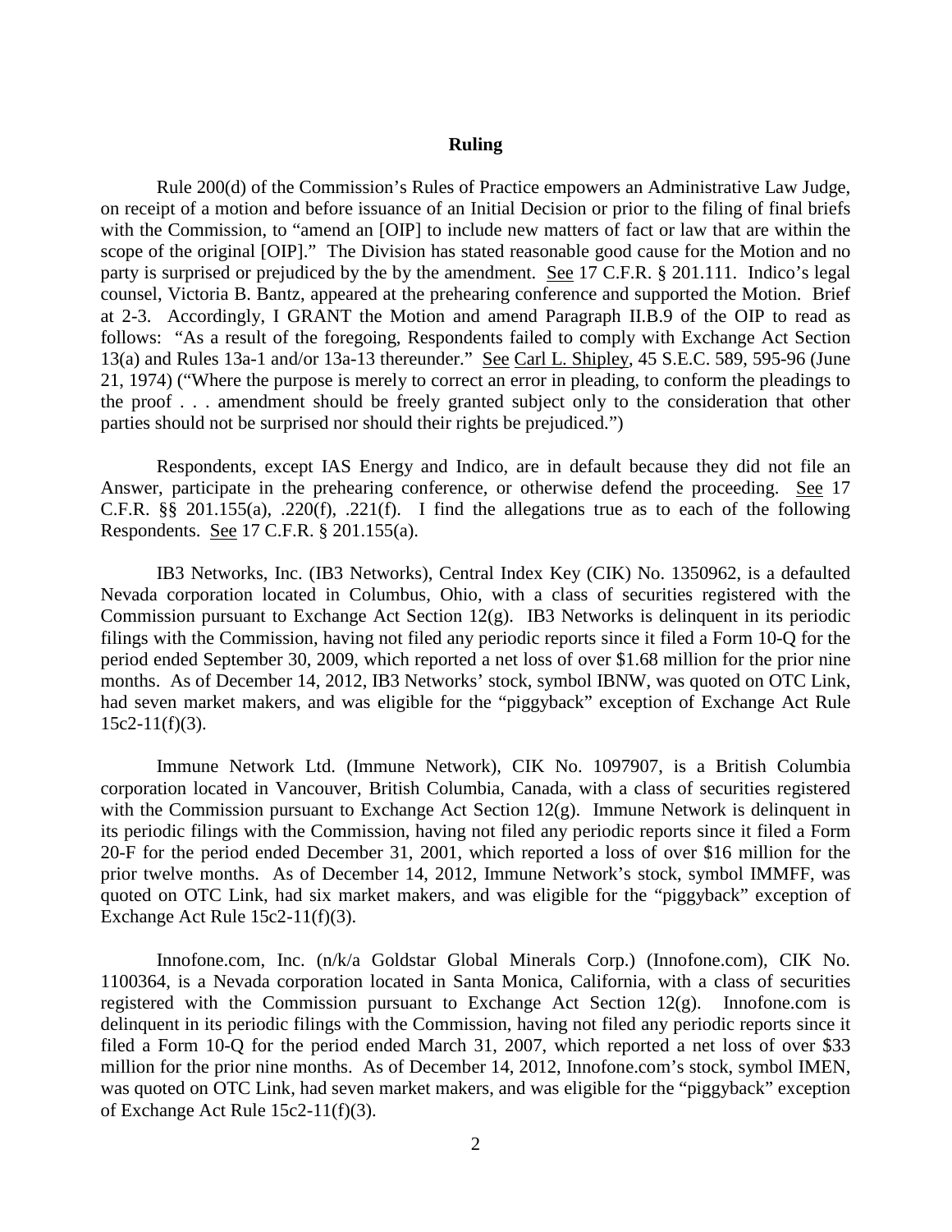**Ruling**

Rule 200(d) of the Commission's Rules of Practice empowers an Administrative Law Judge, on receipt of a motion and before issuance of an Initial Decision or prior to the filing of final briefs with the Commission, to "amend an [OIP] to include new matters of fact or law that are within the scope of the original [OIP]." The Division has stated reasonable good cause for the Motion and no party is surprised or prejudiced by the by the amendment. See 17 C.F.R. § 201.111. Indico's legal counsel, Victoria B. Bantz, appeared at the prehearing conference and supported the Motion. Brief at 2-3. Accordingly, I GRANT the Motion and amend Paragraph II.B.9 of the OIP to read as follows: "As a result of the foregoing, Respondents failed to comply with Exchange Act Section 13(a) and Rules 13a-1 and/or 13a-13 thereunder." See Carl L. Shipley, 45 S.E.C. 589, 595-96 (June 21, 1974) ("Where the purpose is merely to correct an error in pleading, to conform the pleadings to the proof . . . amendment should be freely granted subject only to the consideration that other parties should not be surprised nor should their rights be prejudiced.")

Respondents, except IAS Energy and Indico, are in default because they did not file an Answer, participate in the prehearing conference, or otherwise defend the proceeding. See 17 C.F.R. §§ 201.155(a), .220(f), .221(f). I find the allegations true as to each of the following Respondents. See 17 C.F.R. § 201.155(a).

IB3 Networks, Inc. (IB3 Networks), Central Index Key (CIK) No. 1350962, is a defaulted Nevada corporation located in Columbus, Ohio, with a class of securities registered with the Commission pursuant to Exchange Act Section 12(g). IB3 Networks is delinquent in its periodic filings with the Commission, having not filed any periodic reports since it filed a Form 10-Q for the period ended September 30, 2009, which reported a net loss of over $1.68 million for the prior nine months. As of December 14, 2012, IB3 Networks' stock, symbol IBNW, was quoted on OTC Link, had seven market makers, and was eligible for the "piggyback" exception of Exchange Act Rule 15c2-11(f)(3).

Immune Network Ltd. (Immune Network), CIK No. 1097907, is a British Columbia corporation located in Vancouver, British Columbia, Canada, with a class of securities registered with the Commission pursuant to Exchange Act Section 12(g). Immune Network is delinquent in its periodic filings with the Commission, having not filed any periodic reports since it filed a Form 20-F for the period ended December 31, 2001, which reported a loss of over $16 million for the prior twelve months. As of December 14, 2012, Immune Network's stock, symbol IMMFF, was quoted on OTC Link, had six market makers, and was eligible for the "piggyback" exception of Exchange Act Rule 15c2-11(f)(3).

Innofone.com, Inc. (n/k/a Goldstar Global Minerals Corp.) (Innofone.com), CIK No. 1100364, is a Nevada corporation located in Santa Monica, California, with a class of securities registered with the Commission pursuant to Exchange Act Section 12(g). Innofone.com is delinquent in its periodic filings with the Commission, having not filed any periodic reports since it filed a Form 10-Q for the period ended March 31, 2007, which reported a net loss of over $33 million for the prior nine months. As of December 14, 2012, Innofone.com's stock, symbol IMEN, was quoted on OTC Link, had seven market makers, and was eligible for the "piggyback" exception of Exchange Act Rule 15c2-11(f)(3).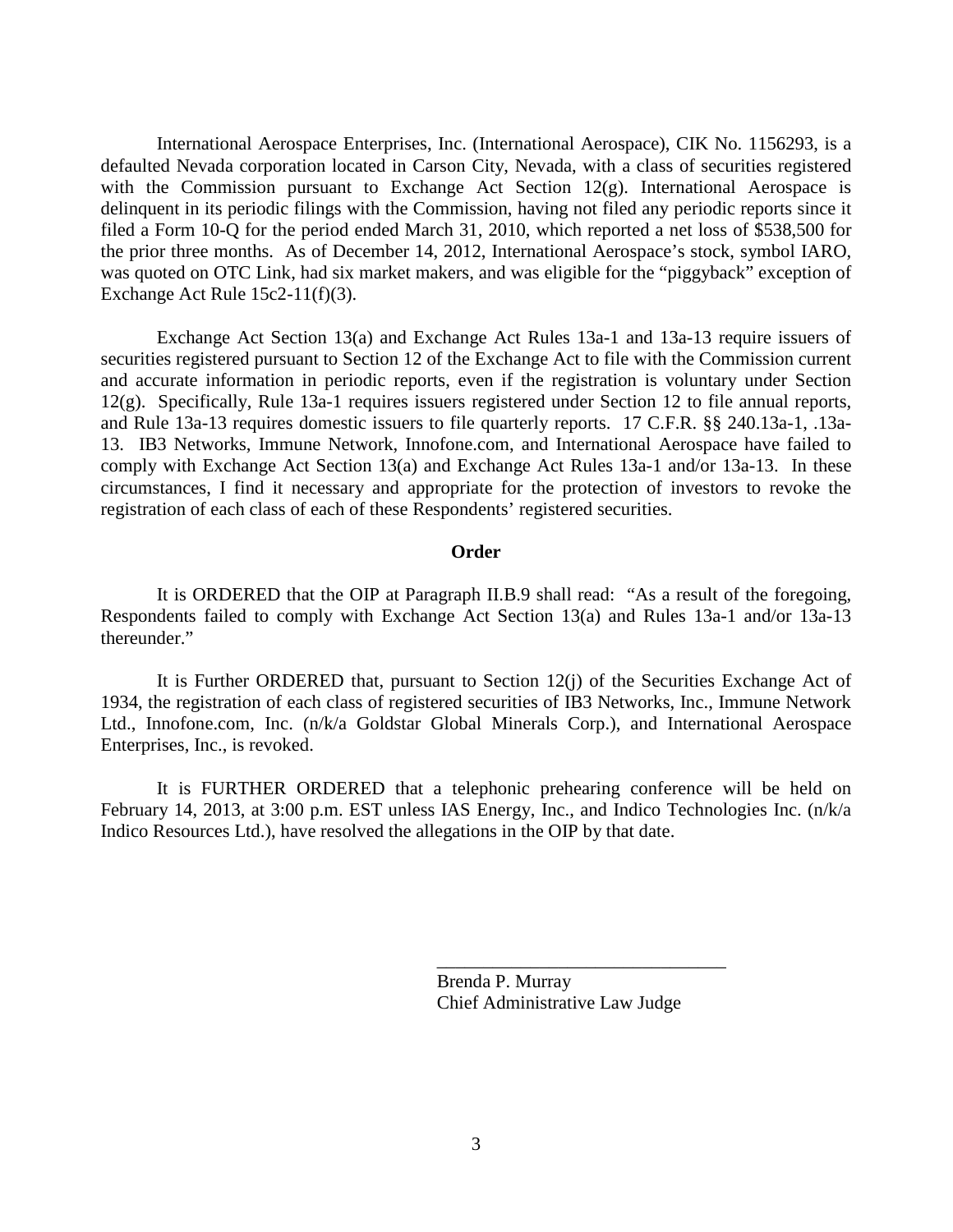International Aerospace Enterprises, Inc. (International Aerospace), CIK No. 1156293, is a defaulted Nevada corporation located in Carson City, Nevada, with a class of securities registered with the Commission pursuant to Exchange Act Section 12(g). International Aerospace is delinquent in its periodic filings with the Commission, having not filed any periodic reports since it filed a Form 10-Q for the period ended March 31, 2010, which reported a net loss of $538,500 for the prior three months. As of December 14, 2012, International Aerospace's stock, symbol IARO, was quoted on OTC Link, had six market makers, and was eligible for the "piggyback" exception of Exchange Act Rule 15c2-11(f)(3).

Exchange Act Section 13(a) and Exchange Act Rules 13a-1 and 13a-13 require issuers of securities registered pursuant to Section 12 of the Exchange Act to file with the Commission current and accurate information in periodic reports, even if the registration is voluntary under Section 12(g). Specifically, Rule 13a-1 requires issuers registered under Section 12 to file annual reports, and Rule 13a-13 requires domestic issuers to file quarterly reports. 17 C.F.R. §§ 240.13a-1, .13a-13. IB3 Networks, Immune Network, Innofone.com, and International Aerospace have failed to comply with Exchange Act Section 13(a) and Exchange Act Rules 13a-1 and/or 13a-13. In these circumstances, I find it necessary and appropriate for the protection of investors to revoke the registration of each class of each of these Respondents' registered securities.

## Order

It is ORDERED that the OIP at Paragraph II.B.9 shall read: "As a result of the foregoing, Respondents failed to comply with Exchange Act Section 13(a) and Rules 13a-1 and/or 13a-13 thereunder."

It is Further ORDERED that, pursuant to Section 12(j) of the Securities Exchange Act of 1934, the registration of each class of registered securities of IB3 Networks, Inc., Immune Network Ltd., Innofone.com, Inc. (n/k/a Goldstar Global Minerals Corp.), and International Aerospace Enterprises, Inc., is revoked.

It is FURTHER ORDERED that a telephonic prehearing conference will be held on February 14, 2013, at 3:00 p.m. EST unless IAS Energy, Inc., and Indico Technologies Inc. (n/k/a Indico Resources Ltd.), have resolved the allegations in the OIP by that date.

\_\_\_\_\_\_\_\_\_\_\_\_\_\_\_\_\_\_\_\_\_\_\_\_\_\_\_\_\_\_\_\_

Brenda P. Murray
Chief Administrative Law Judge